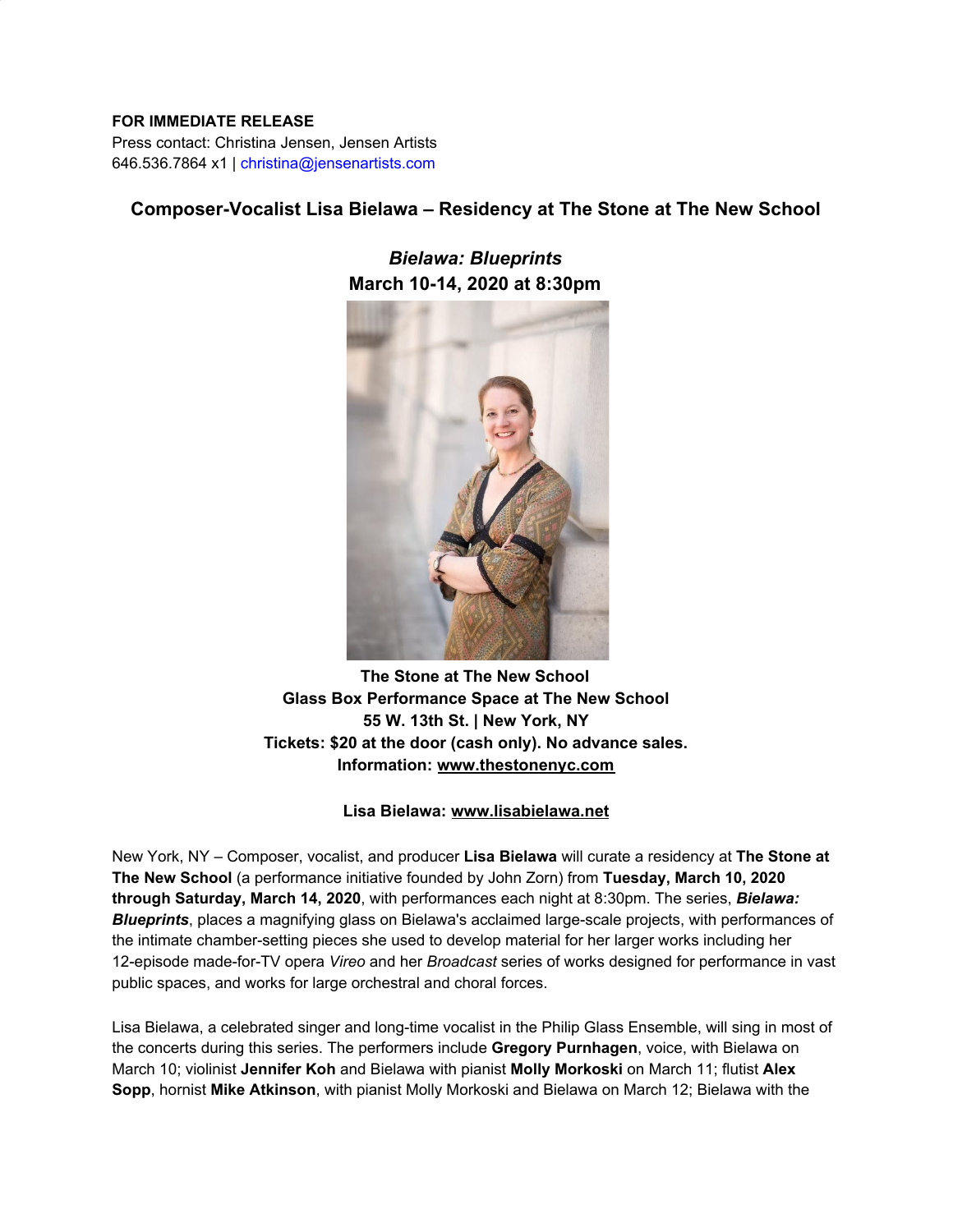**FOR IMMEDIATE RELEASE**
Press contact: Christina Jensen, Jensen Artists
646.536.7864 x1 | christina@jensenartists.com

## Composer-Vocalist Lisa Bielawa – Residency at The Stone at The New School

### *Bielawa: Blueprints*
### March 10-14, 2020 at 8:30pm

**The Stone at The New School**
**Glass Box Performance Space at The New School**
**55 W. 13th St. | New York, NY**
**Tickets: $20 at the door (cash only). No advance sales.**
**Information: www.thestonenyc.com**

**Lisa Bielawa: www.lisabielawa.net**

New York, NY – Composer, vocalist, and producer **Lisa Bielawa** will curate a residency at **The Stone at The New School** (a performance initiative founded by John Zorn) from **Tuesday, March 10, 2020 through Saturday, March 14, 2020**, with performances each night at 8:30pm. The series, ***Bielawa: Blueprints***, places a magnifying glass on Bielawa's acclaimed large-scale projects, with performances of the intimate chamber-setting pieces she used to develop material for her larger works including her 12-episode made-for-TV opera *Vireo* and her *Broadcast* series of works designed for performance in vast public spaces, and works for large orchestral and choral forces.

Lisa Bielawa, a celebrated singer and long-time vocalist in the Philip Glass Ensemble, will sing in most of the concerts during this series. The performers include **Gregory Purnhagen**, voice, with Bielawa on March 10; violinist **Jennifer Koh** and Bielawa with pianist **Molly Morkoski** on March 11; flutist **Alex Sopp**, hornist **Mike Atkinson**, with pianist Molly Morkoski and Bielawa on March 12; Bielawa with the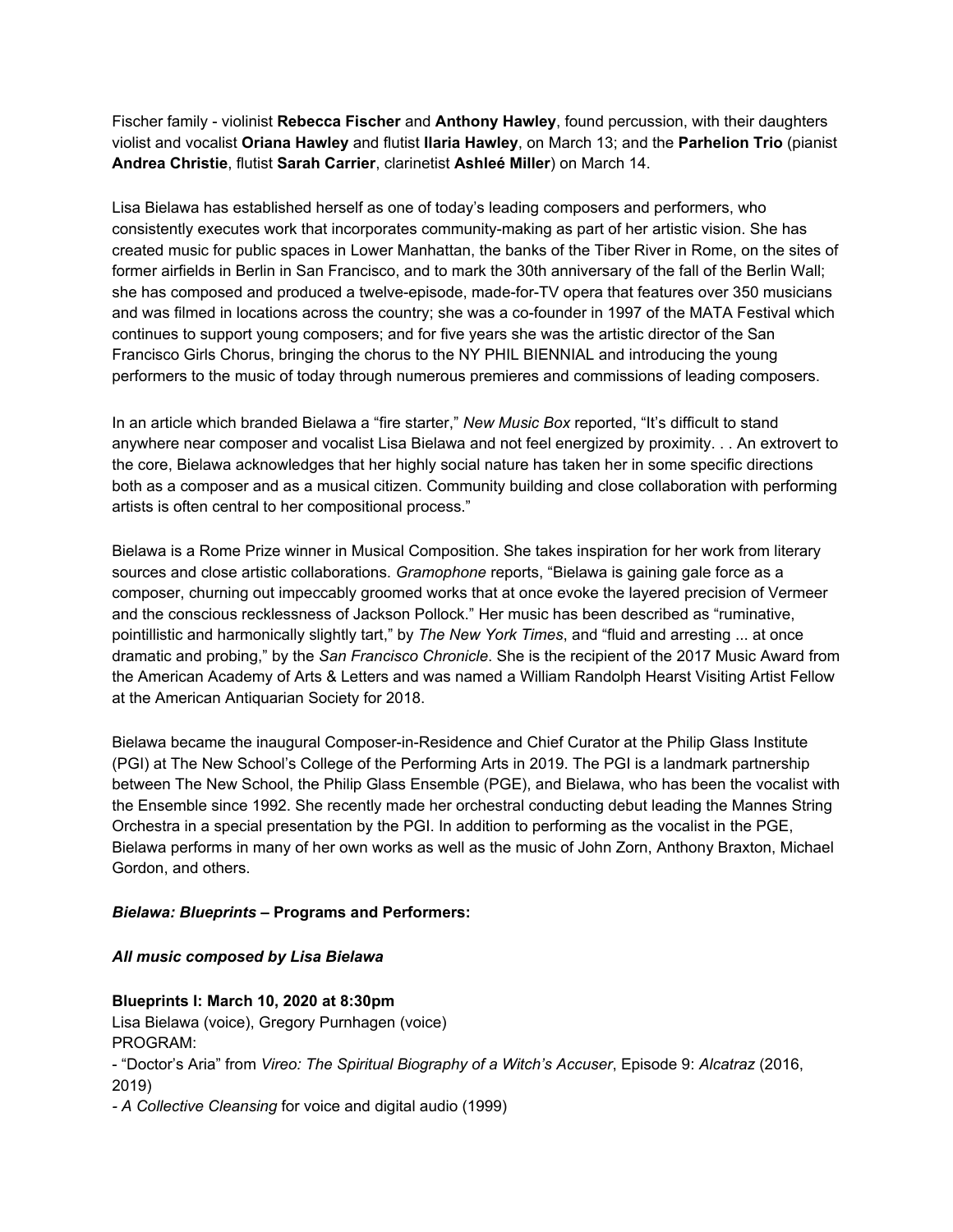Fischer family - violinist **Rebecca Fischer** and **Anthony Hawley**, found percussion, with their daughters violist and vocalist **Oriana Hawley** and flutist **Ilaria Hawley**, on March 13; and the **Parhelion Trio** (pianist **Andrea Christie**, flutist **Sarah Carrier**, clarinetist **Ashleé Miller**) on March 14.

Lisa Bielawa has established herself as one of today's leading composers and performers, who consistently executes work that incorporates community-making as part of her artistic vision. She has created music for public spaces in Lower Manhattan, the banks of the Tiber River in Rome, on the sites of former airfields in Berlin in San Francisco, and to mark the 30th anniversary of the fall of the Berlin Wall; she has composed and produced a twelve-episode, made-for-TV opera that features over 350 musicians and was filmed in locations across the country; she was a co-founder in 1997 of the MATA Festival which continues to support young composers; and for five years she was the artistic director of the San Francisco Girls Chorus, bringing the chorus to the NY PHIL BIENNIAL and introducing the young performers to the music of today through numerous premieres and commissions of leading composers.

In an article which branded Bielawa a "fire starter," *New Music Box* reported, "It's difficult to stand anywhere near composer and vocalist Lisa Bielawa and not feel energized by proximity. . . An extrovert to the core, Bielawa acknowledges that her highly social nature has taken her in some specific directions both as a composer and as a musical citizen. Community building and close collaboration with performing artists is often central to her compositional process."

Bielawa is a Rome Prize winner in Musical Composition. She takes inspiration for her work from literary sources and close artistic collaborations. *Gramophone* reports, "Bielawa is gaining gale force as a composer, churning out impeccably groomed works that at once evoke the layered precision of Vermeer and the conscious recklessness of Jackson Pollock." Her music has been described as "ruminative, pointillistic and harmonically slightly tart," by *The New York Times*, and "fluid and arresting ... at once dramatic and probing," by the *San Francisco Chronicle*. She is the recipient of the 2017 Music Award from the American Academy of Arts & Letters and was named a William Randolph Hearst Visiting Artist Fellow at the American Antiquarian Society for 2018.

Bielawa became the inaugural Composer-in-Residence and Chief Curator at the Philip Glass Institute (PGI) at The New School's College of the Performing Arts in 2019. The PGI is a landmark partnership between The New School, the Philip Glass Ensemble (PGE), and Bielawa, who has been the vocalist with the Ensemble since 1992. She recently made her orchestral conducting debut leading the Mannes String Orchestra in a special presentation by the PGI. In addition to performing as the vocalist in the PGE, Bielawa performs in many of her own works as well as the music of John Zorn, Anthony Braxton, Michael Gordon, and others.

**_Bielawa: Blueprints_ – Programs and Performers:**

***All music composed by Lisa Bielawa***

**Blueprints I: March 10, 2020 at 8:30pm**
Lisa Bielawa (voice), Gregory Purnhagen (voice)
PROGRAM:
- "Doctor's Aria" from *Vireo: The Spiritual Biography of a Witch's Accuser*, Episode 9: *Alcatraz* (2016, 2019)
- *A Collective Cleansing* for voice and digital audio (1999)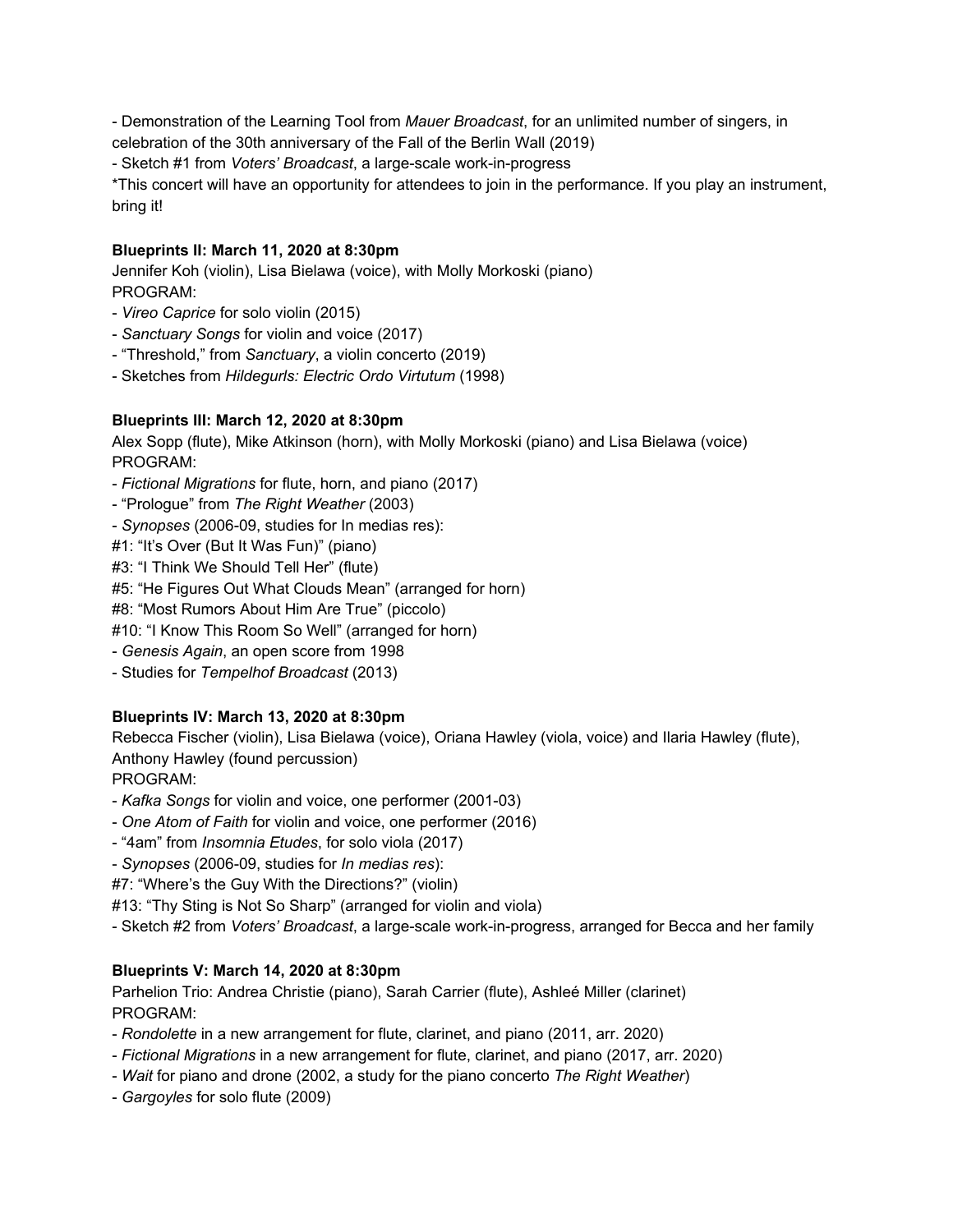- Demonstration of the Learning Tool from *Mauer Broadcast*, for an unlimited number of singers, in celebration of the 30th anniversary of the Fall of the Berlin Wall (2019)
- Sketch #1 from *Voters' Broadcast*, a large-scale work-in-progress

*This concert will have an opportunity for attendees to join in the performance. If you play an instrument, bring it!

**Blueprints II: March 11, 2020 at 8:30pm**

Jennifer Koh (violin), Lisa Bielawa (voice), with Molly Morkoski (piano)

PROGRAM:

- *Vireo Caprice* for solo violin (2015)
- *Sanctuary Songs* for violin and voice (2017)
- "Threshold," from *Sanctuary*, a violin concerto (2019)
- Sketches from *Hildegurls: Electric Ordo Virtutum* (1998)

**Blueprints III: March 12, 2020 at 8:30pm**

Alex Sopp (flute), Mike Atkinson (horn), with Molly Morkoski (piano) and Lisa Bielawa (voice)

PROGRAM:

- *Fictional Migrations* for flute, horn, and piano (2017)
- "Prologue" from *The Right Weather* (2003)
- *Synopses* (2006-09, studies for In medias res):

#1: "It's Over (But It Was Fun)" (piano)
#3: "I Think We Should Tell Her" (flute)
#5: "He Figures Out What Clouds Mean" (arranged for horn)
#8: "Most Rumors About Him Are True" (piccolo)
#10: "I Know This Room So Well" (arranged for horn)

- *Genesis Again*, an open score from 1998
- Studies for *Tempelhof Broadcast* (2013)

**Blueprints IV: March 13, 2020 at 8:30pm**

Rebecca Fischer (violin), Lisa Bielawa (voice), Oriana Hawley (viola, voice) and Ilaria Hawley (flute), Anthony Hawley (found percussion)

PROGRAM:

- *Kafka Songs* for violin and voice, one performer (2001-03)
- *One Atom of Faith* for violin and voice, one performer (2016)
- "4am" from *Insomnia Etudes*, for solo viola (2017)
- *Synopses* (2006-09, studies for *In medias res*):

#7: "Where's the Guy With the Directions?" (violin)
#13: "Thy Sting is Not So Sharp" (arranged for violin and viola)

- Sketch #2 from *Voters' Broadcast*, a large-scale work-in-progress, arranged for Becca and her family

**Blueprints V: March 14, 2020 at 8:30pm**

Parhelion Trio: Andrea Christie (piano), Sarah Carrier (flute), Ashleé Miller (clarinet)

PROGRAM:

- *Rondolette* in a new arrangement for flute, clarinet, and piano (2011, arr. 2020)
- *Fictional Migrations* in a new arrangement for flute, clarinet, and piano (2017, arr. 2020)
- *Wait* for piano and drone (2002, a study for the piano concerto *The Right Weather*)
- *Gargoyles* for solo flute (2009)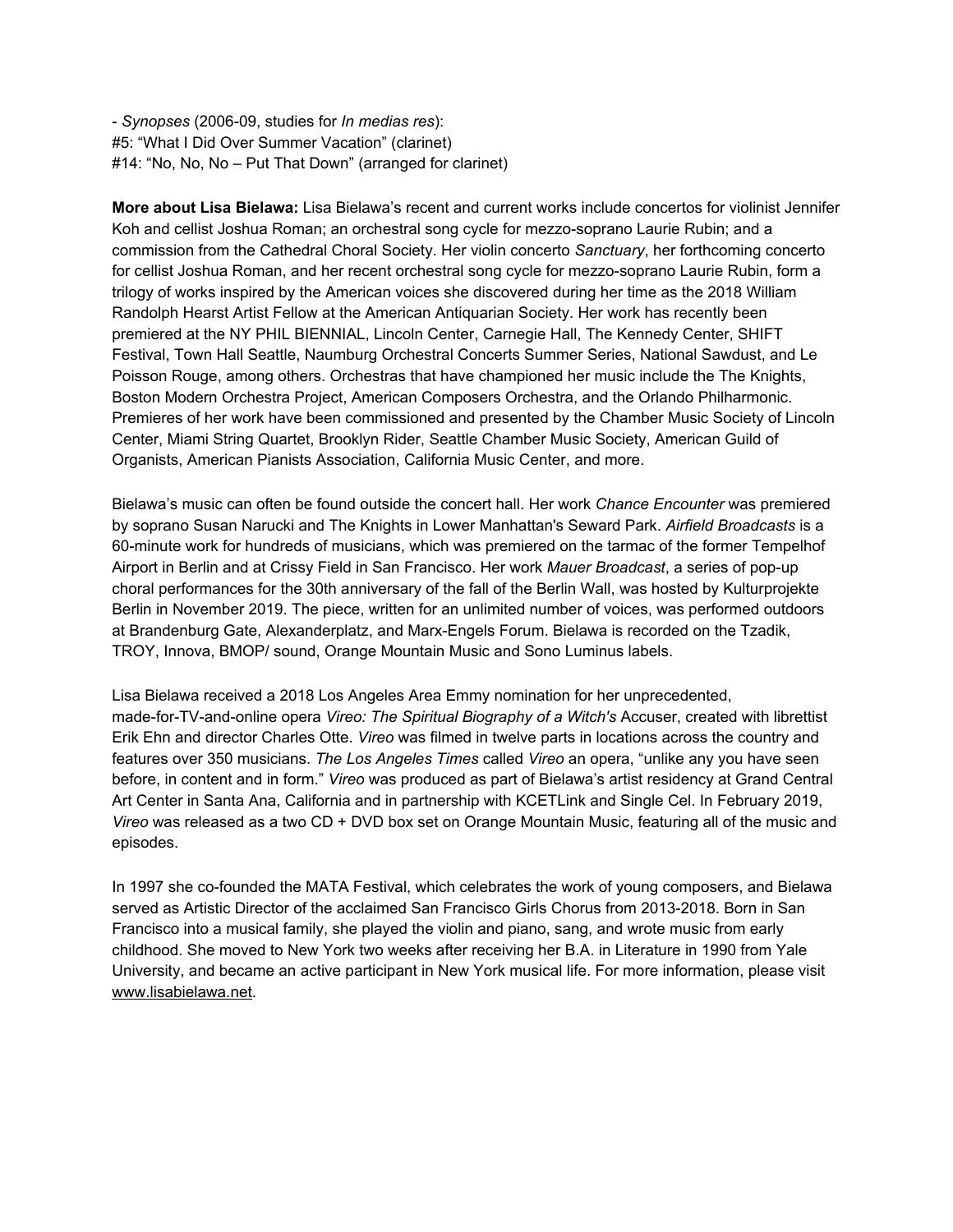- *Synopses* (2006-09, studies for *In medias res*):
#5: “What I Did Over Summer Vacation” (clarinet)
#14: “No, No, No – Put That Down” (arranged for clarinet)

**More about Lisa Bielawa:** Lisa Bielawa’s recent and current works include concertos for violinist Jennifer Koh and cellist Joshua Roman; an orchestral song cycle for mezzo-soprano Laurie Rubin; and a commission from the Cathedral Choral Society. Her violin concerto *Sanctuary*, her forthcoming concerto for cellist Joshua Roman, and her recent orchestral song cycle for mezzo-soprano Laurie Rubin, form a trilogy of works inspired by the American voices she discovered during her time as the 2018 William Randolph Hearst Artist Fellow at the American Antiquarian Society. Her work has recently been premiered at the NY PHIL BIENNIAL, Lincoln Center, Carnegie Hall, The Kennedy Center, SHIFT Festival, Town Hall Seattle, Naumburg Orchestral Concerts Summer Series, National Sawdust, and Le Poisson Rouge, among others. Orchestras that have championed her music include the The Knights, Boston Modern Orchestra Project, American Composers Orchestra, and the Orlando Philharmonic. Premieres of her work have been commissioned and presented by the Chamber Music Society of Lincoln Center, Miami String Quartet, Brooklyn Rider, Seattle Chamber Music Society, American Guild of Organists, American Pianists Association, California Music Center, and more.

Bielawa’s music can often be found outside the concert hall. Her work *Chance Encounter* was premiered by soprano Susan Narucki and The Knights in Lower Manhattan's Seward Park. *Airfield Broadcasts* is a 60-minute work for hundreds of musicians, which was premiered on the tarmac of the former Tempelhof Airport in Berlin and at Crissy Field in San Francisco. Her work *Mauer Broadcast*, a series of pop-up choral performances for the 30th anniversary of the fall of the Berlin Wall, was hosted by Kulturprojekte Berlin in November 2019. The piece, written for an unlimited number of voices, was performed outdoors at Brandenburg Gate, Alexanderplatz, and Marx-Engels Forum. Bielawa is recorded on the Tzadik, TROY, Innova, BMOP/ sound, Orange Mountain Music and Sono Luminus labels.

Lisa Bielawa received a 2018 Los Angeles Area Emmy nomination for her unprecedented, made-for-TV-and-online opera *Vireo: The Spiritual Biography of a Witch's* Accuser, created with librettist Erik Ehn and director Charles Otte. *Vireo* was filmed in twelve parts in locations across the country and features over 350 musicians. *The Los Angeles Times* called *Vireo* an opera, “unlike any you have seen before, in content and in form.” *Vireo* was produced as part of Bielawa’s artist residency at Grand Central Art Center in Santa Ana, California and in partnership with KCETLink and Single Cel. In February 2019, *Vireo* was released as a two CD + DVD box set on Orange Mountain Music, featuring all of the music and episodes.

In 1997 she co-founded the MATA Festival, which celebrates the work of young composers, and Bielawa served as Artistic Director of the acclaimed San Francisco Girls Chorus from 2013-2018. Born in San Francisco into a musical family, she played the violin and piano, sang, and wrote music from early childhood. She moved to New York two weeks after receiving her B.A. in Literature in 1990 from Yale University, and became an active participant in New York musical life. For more information, please visit www.lisabielawa.net.